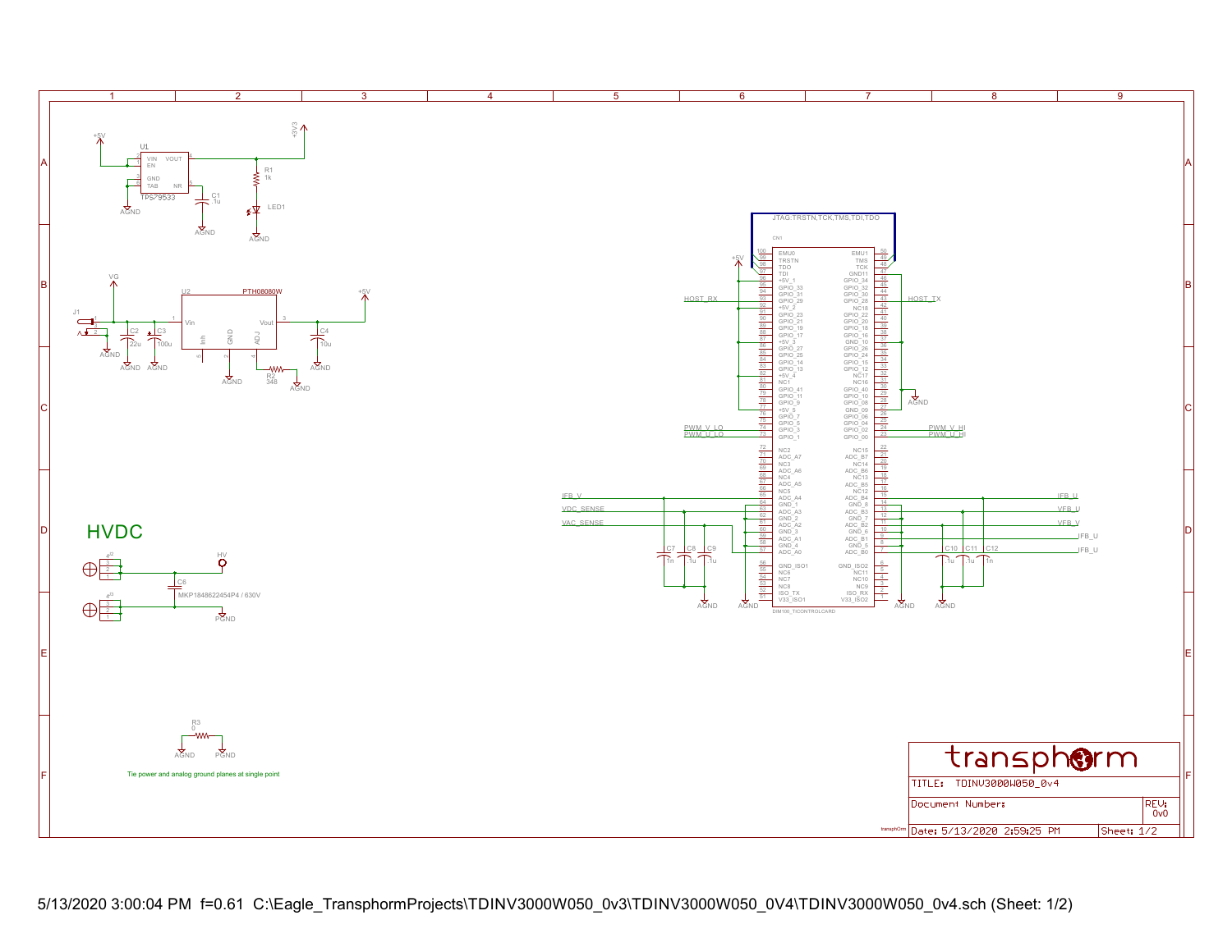HVDC

Tie power and analog ground planes at single point

transphorm

TITLE: TDINV3000W050_0v4

Document Number:

REV: 0v0

Date: 5/13/2020 2:59:25 PM

Sheet: 1/2

5/13/2020 3:00:04 PM f=0.61 C:\Eagle_TransphormProjects\TDINV3000W050_0v3\TDINV3000W050_0V4\TDINV3000W050_0v4.sch (Sheet: 1/2)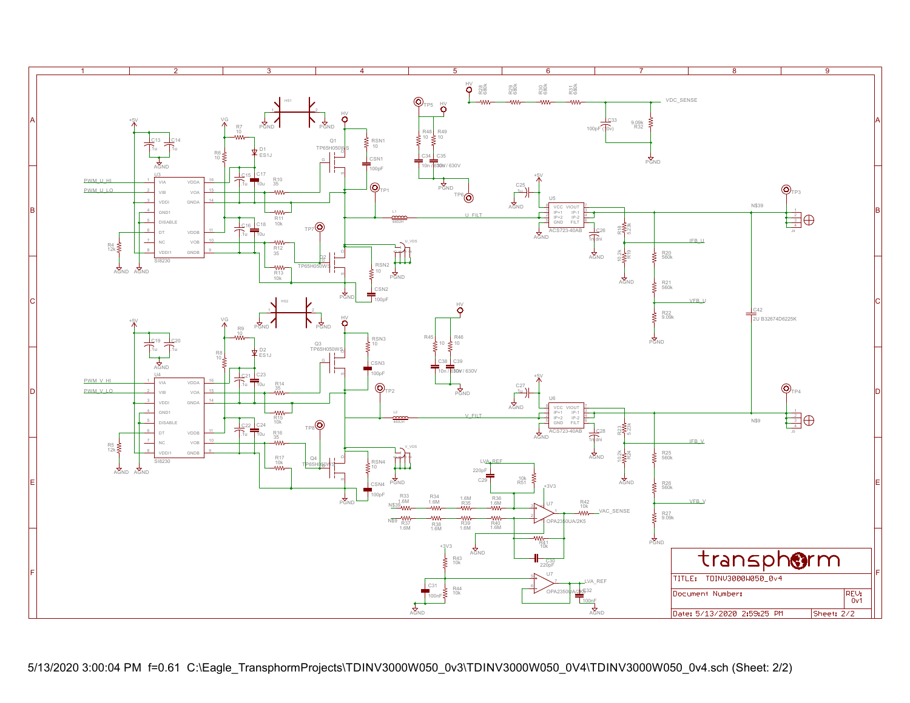TITLE: TDINV3000W050_0v4

Document Number:

REV: 0v1

Date: 5/13/2020 2:59:25 PM

Sheet: 2/2

5/13/2020 3:00:04 PM f=0.61 C:\Eagle_TransphormProjects\TDINV3000W050_0v3\TDINV3000W050_0V4\TDINV3000W050_0v4.sch (Sheet: 2/2)